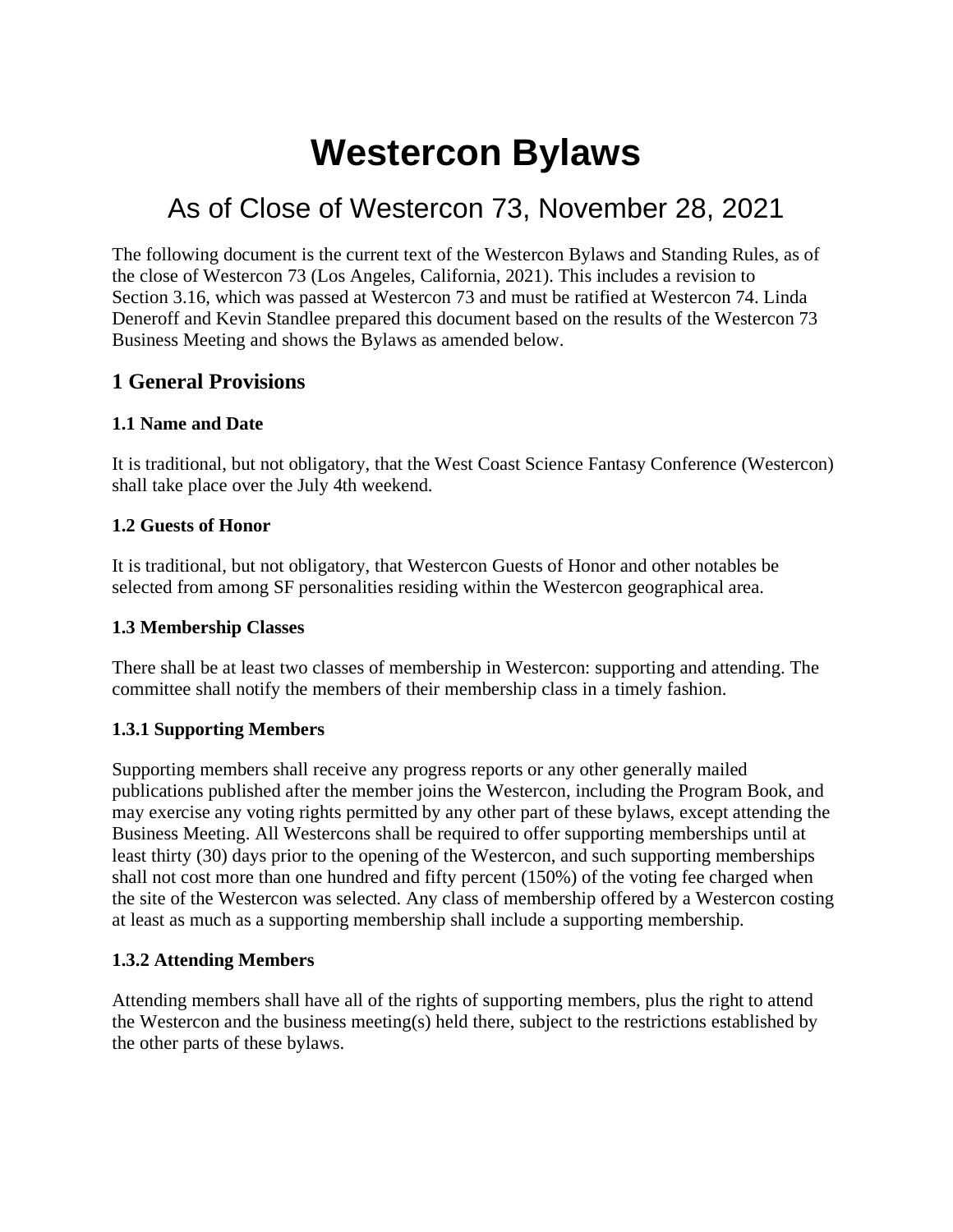# Westercon Bylaws

## As of Close of Westercon 73, November 28, 2021

The following document is the current text of the Westercon Bylaws and Standing Rules, as of the close of Westercon 73 (Los Angeles, California, 2021). This includes a revision to Section 3.16, which was passed at Westercon 73 and must be ratified at Westercon 74. Linda Deneroff and Kevin Standlee prepared this document based on the results of the Westercon 73 Business Meeting and shows the Bylaws as amended below.

## 1 General Provisions

### 1.1 Name and Date

It is traditional, but not obligatory, that the West Coast Science Fantasy Conference (Westercon) shall take place over the July 4th weekend.

### 1.2 Guests of Honor

It is traditional, but not obligatory, that Westercon Guests of Honor and other notables be selected from among SF personalities residing within the Westercon geographical area.

### 1.3 Membership Classes

There shall be at least two classes of membership in Westercon: supporting and attending. The committee shall notify the members of their membership class in a timely fashion.

#### 1.3.1 Supporting Members

Supporting members shall receive any progress reports or any other generally mailed publications published after the member joins the Westercon, including the Program Book, and may exercise any voting rights permitted by any other part of these bylaws, except attending the Business Meeting. All Westercons shall be required to offer supporting memberships until at least thirty (30) days prior to the opening of the Westercon, and such supporting memberships shall not cost more than one hundred and fifty percent (150%) of the voting fee charged when the site of the Westercon was selected. Any class of membership offered by a Westercon costing at least as much as a supporting membership shall include a supporting membership.

#### 1.3.2 Attending Members

Attending members shall have all of the rights of supporting members, plus the right to attend the Westercon and the business meeting(s) held there, subject to the restrictions established by the other parts of these bylaws.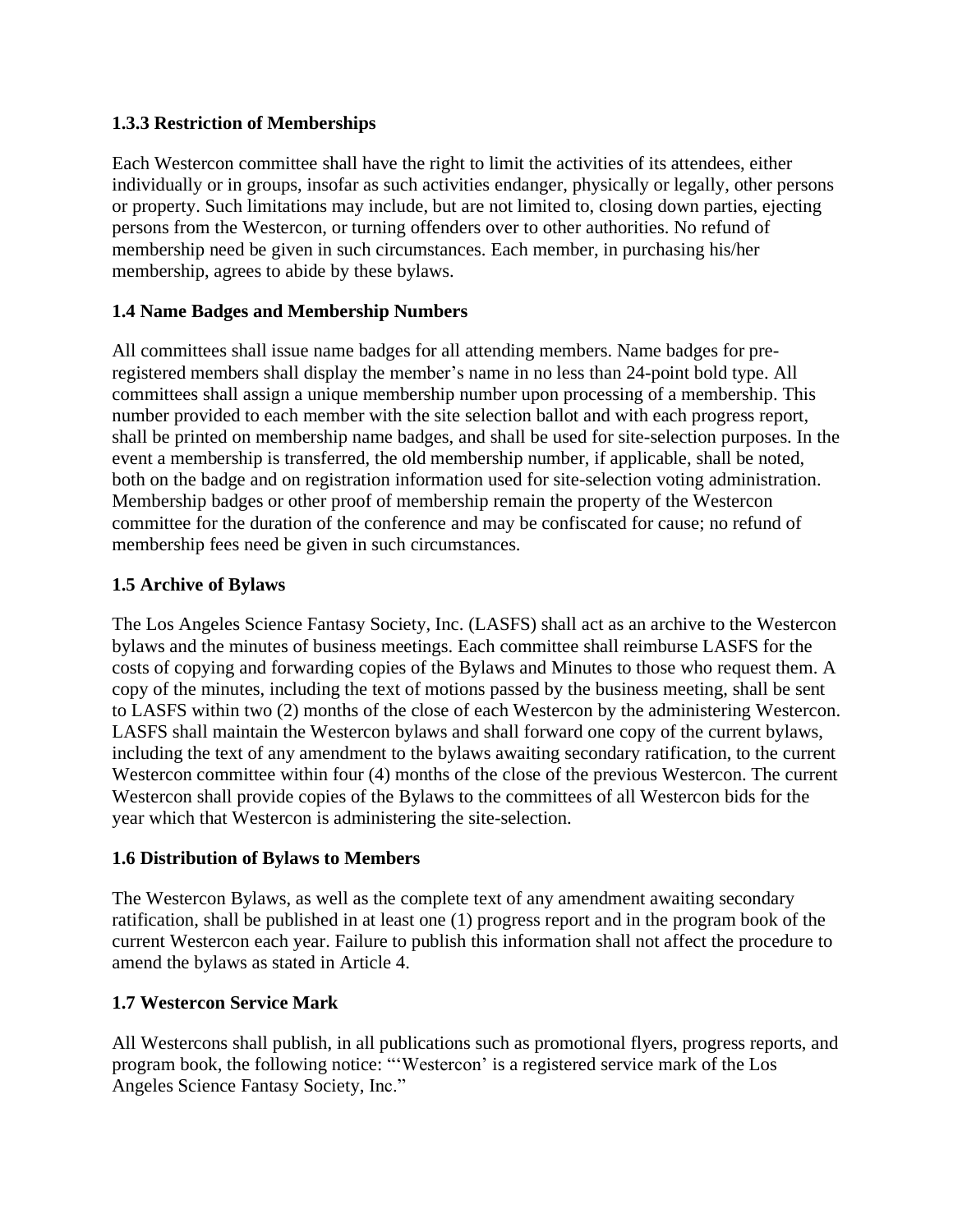### 1.3.3 Restriction of Memberships

Each Westercon committee shall have the right to limit the activities of its attendees, either individually or in groups, insofar as such activities endanger, physically or legally, other persons or property. Such limitations may include, but are not limited to, closing down parties, ejecting persons from the Westercon, or turning offenders over to other authorities. No refund of membership need be given in such circumstances. Each member, in purchasing his/her membership, agrees to abide by these bylaws.

### 1.4 Name Badges and Membership Numbers

All committees shall issue name badges for all attending members. Name badges for pre-registered members shall display the member's name in no less than 24-point bold type. All committees shall assign a unique membership number upon processing of a membership. This number provided to each member with the site selection ballot and with each progress report, shall be printed on membership name badges, and shall be used for site-selection purposes. In the event a membership is transferred, the old membership number, if applicable, shall be noted, both on the badge and on registration information used for site-selection voting administration. Membership badges or other proof of membership remain the property of the Westercon committee for the duration of the conference and may be confiscated for cause; no refund of membership fees need be given in such circumstances.

### 1.5 Archive of Bylaws

The Los Angeles Science Fantasy Society, Inc. (LASFS) shall act as an archive to the Westercon bylaws and the minutes of business meetings. Each committee shall reimburse LASFS for the costs of copying and forwarding copies of the Bylaws and Minutes to those who request them. A copy of the minutes, including the text of motions passed by the business meeting, shall be sent to LASFS within two (2) months of the close of each Westercon by the administering Westercon. LASFS shall maintain the Westercon bylaws and shall forward one copy of the current bylaws, including the text of any amendment to the bylaws awaiting secondary ratification, to the current Westercon committee within four (4) months of the close of the previous Westercon. The current Westercon shall provide copies of the Bylaws to the committees of all Westercon bids for the year which that Westercon is administering the site-selection.

### 1.6 Distribution of Bylaws to Members

The Westercon Bylaws, as well as the complete text of any amendment awaiting secondary ratification, shall be published in at least one (1) progress report and in the program book of the current Westercon each year. Failure to publish this information shall not affect the procedure to amend the bylaws as stated in Article 4.

### 1.7 Westercon Service Mark

All Westercons shall publish, in all publications such as promotional flyers, progress reports, and program book, the following notice: "'Westercon' is a registered service mark of the Los Angeles Science Fantasy Society, Inc."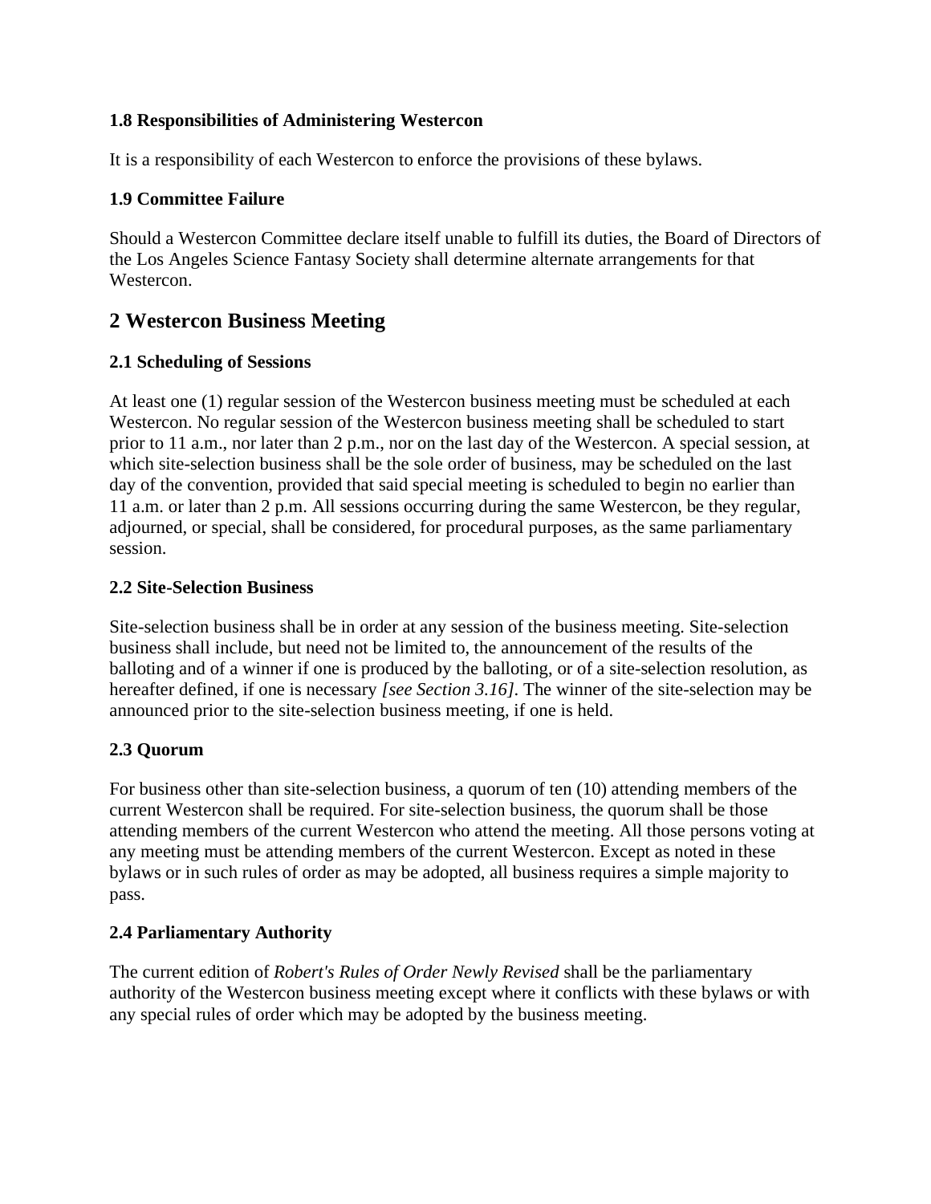### 1.8 Responsibilities of Administering Westercon

It is a responsibility of each Westercon to enforce the provisions of these bylaws.

### 1.9 Committee Failure

Should a Westercon Committee declare itself unable to fulfill its duties, the Board of Directors of the Los Angeles Science Fantasy Society shall determine alternate arrangements for that Westercon.

## 2 Westercon Business Meeting

### 2.1 Scheduling of Sessions

At least one (1) regular session of the Westercon business meeting must be scheduled at each Westercon. No regular session of the Westercon business meeting shall be scheduled to start prior to 11 a.m., nor later than 2 p.m., nor on the last day of the Westercon. A special session, at which site-selection business shall be the sole order of business, may be scheduled on the last day of the convention, provided that said special meeting is scheduled to begin no earlier than 11 a.m. or later than 2 p.m. All sessions occurring during the same Westercon, be they regular, adjourned, or special, shall be considered, for procedural purposes, as the same parliamentary session.

### 2.2 Site-Selection Business

Site-selection business shall be in order at any session of the business meeting. Site-selection business shall include, but need not be limited to, the announcement of the results of the balloting and of a winner if one is produced by the balloting, or of a site-selection resolution, as hereafter defined, if one is necessary *[see Section 3.16]*. The winner of the site-selection may be announced prior to the site-selection business meeting, if one is held.

### 2.3 Quorum

For business other than site-selection business, a quorum of ten (10) attending members of the current Westercon shall be required. For site-selection business, the quorum shall be those attending members of the current Westercon who attend the meeting. All those persons voting at any meeting must be attending members of the current Westercon. Except as noted in these bylaws or in such rules of order as may be adopted, all business requires a simple majority to pass.

### 2.4 Parliamentary Authority

The current edition of *Robert's Rules of Order Newly Revised* shall be the parliamentary authority of the Westercon business meeting except where it conflicts with these bylaws or with any special rules of order which may be adopted by the business meeting.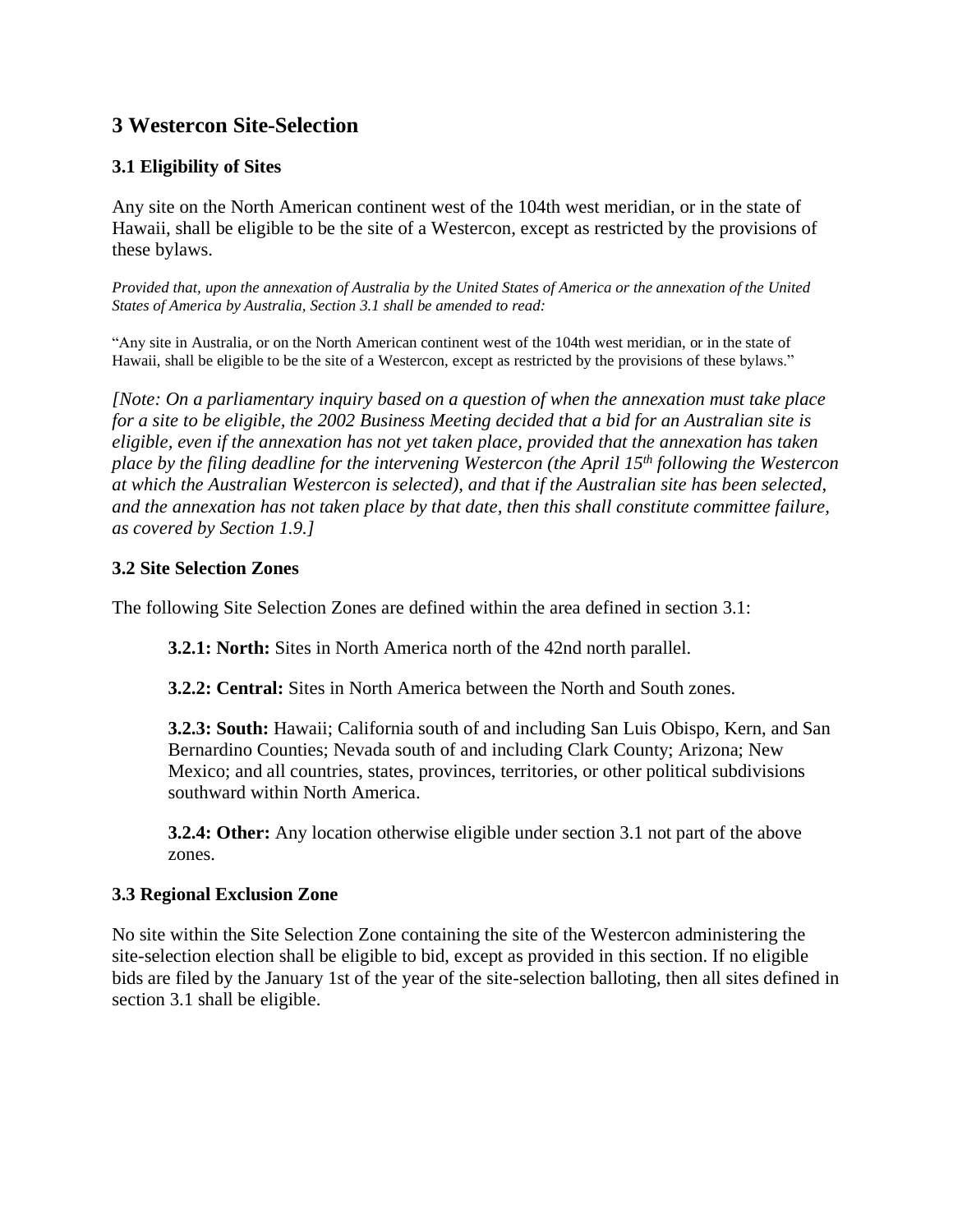## 3 Westercon Site-Selection

### 3.1 Eligibility of Sites

Any site on the North American continent west of the 104th west meridian, or in the state of Hawaii, shall be eligible to be the site of a Westercon, except as restricted by the provisions of these bylaws.

*Provided that, upon the annexation of Australia by the United States of America or the annexation of the United States of America by Australia, Section 3.1 shall be amended to read:*

"Any site in Australia, or on the North American continent west of the 104th west meridian, or in the state of Hawaii, shall be eligible to be the site of a Westercon, except as restricted by the provisions of these bylaws."

*[Note: On a parliamentary inquiry based on a question of when the annexation must take place for a site to be eligible, the 2002 Business Meeting decided that a bid for an Australian site is eligible, even if the annexation has not yet taken place, provided that the annexation has taken place by the filing deadline for the intervening Westercon (the April 15th following the Westercon at which the Australian Westercon is selected), and that if the Australian site has been selected, and the annexation has not taken place by that date, then this shall constitute committee failure, as covered by Section 1.9.]*

### 3.2 Site Selection Zones

The following Site Selection Zones are defined within the area defined in section 3.1:

> **3.2.1: North:** Sites in North America north of the 42nd north parallel.
>
> **3.2.2: Central:** Sites in North America between the North and South zones.
>
> **3.2.3: South:** Hawaii; California south of and including San Luis Obispo, Kern, and San Bernardino Counties; Nevada south of and including Clark County; Arizona; New Mexico; and all countries, states, provinces, territories, or other political subdivisions southward within North America.
>
> **3.2.4: Other:** Any location otherwise eligible under section 3.1 not part of the above zones.

### 3.3 Regional Exclusion Zone

No site within the Site Selection Zone containing the site of the Westercon administering the site-selection election shall be eligible to bid, except as provided in this section. If no eligible bids are filed by the January 1st of the year of the site-selection balloting, then all sites defined in section 3.1 shall be eligible.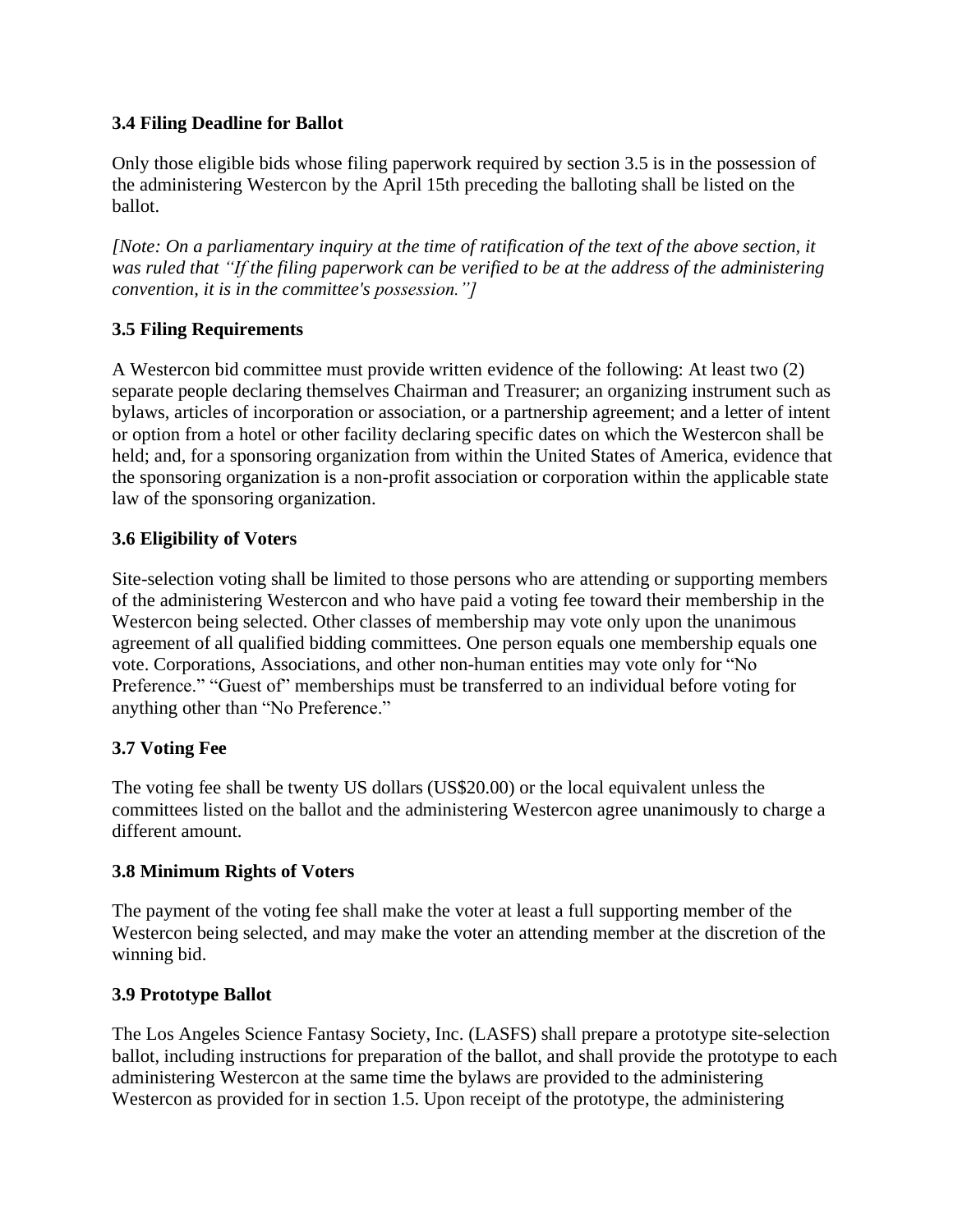### 3.4 Filing Deadline for Ballot

Only those eligible bids whose filing paperwork required by section 3.5 is in the possession of the administering Westercon by the April 15th preceding the balloting shall be listed on the ballot.

*[Note: On a parliamentary inquiry at the time of ratification of the text of the above section, it was ruled that "If the filing paperwork can be verified to be at the address of the administering convention, it is in the committee's possession."]*

### 3.5 Filing Requirements

A Westercon bid committee must provide written evidence of the following: At least two (2) separate people declaring themselves Chairman and Treasurer; an organizing instrument such as bylaws, articles of incorporation or association, or a partnership agreement; and a letter of intent or option from a hotel or other facility declaring specific dates on which the Westercon shall be held; and, for a sponsoring organization from within the United States of America, evidence that the sponsoring organization is a non-profit association or corporation within the applicable state law of the sponsoring organization.

### 3.6 Eligibility of Voters

Site-selection voting shall be limited to those persons who are attending or supporting members of the administering Westercon and who have paid a voting fee toward their membership in the Westercon being selected. Other classes of membership may vote only upon the unanimous agreement of all qualified bidding committees. One person equals one membership equals one vote. Corporations, Associations, and other non-human entities may vote only for "No Preference." "Guest of" memberships must be transferred to an individual before voting for anything other than "No Preference."

### 3.7 Voting Fee

The voting fee shall be twenty US dollars (US$20.00) or the local equivalent unless the committees listed on the ballot and the administering Westercon agree unanimously to charge a different amount.

### 3.8 Minimum Rights of Voters

The payment of the voting fee shall make the voter at least a full supporting member of the Westercon being selected, and may make the voter an attending member at the discretion of the winning bid.

### 3.9 Prototype Ballot

The Los Angeles Science Fantasy Society, Inc. (LASFS) shall prepare a prototype site-selection ballot, including instructions for preparation of the ballot, and shall provide the prototype to each administering Westercon at the same time the bylaws are provided to the administering Westercon as provided for in section 1.5. Upon receipt of the prototype, the administering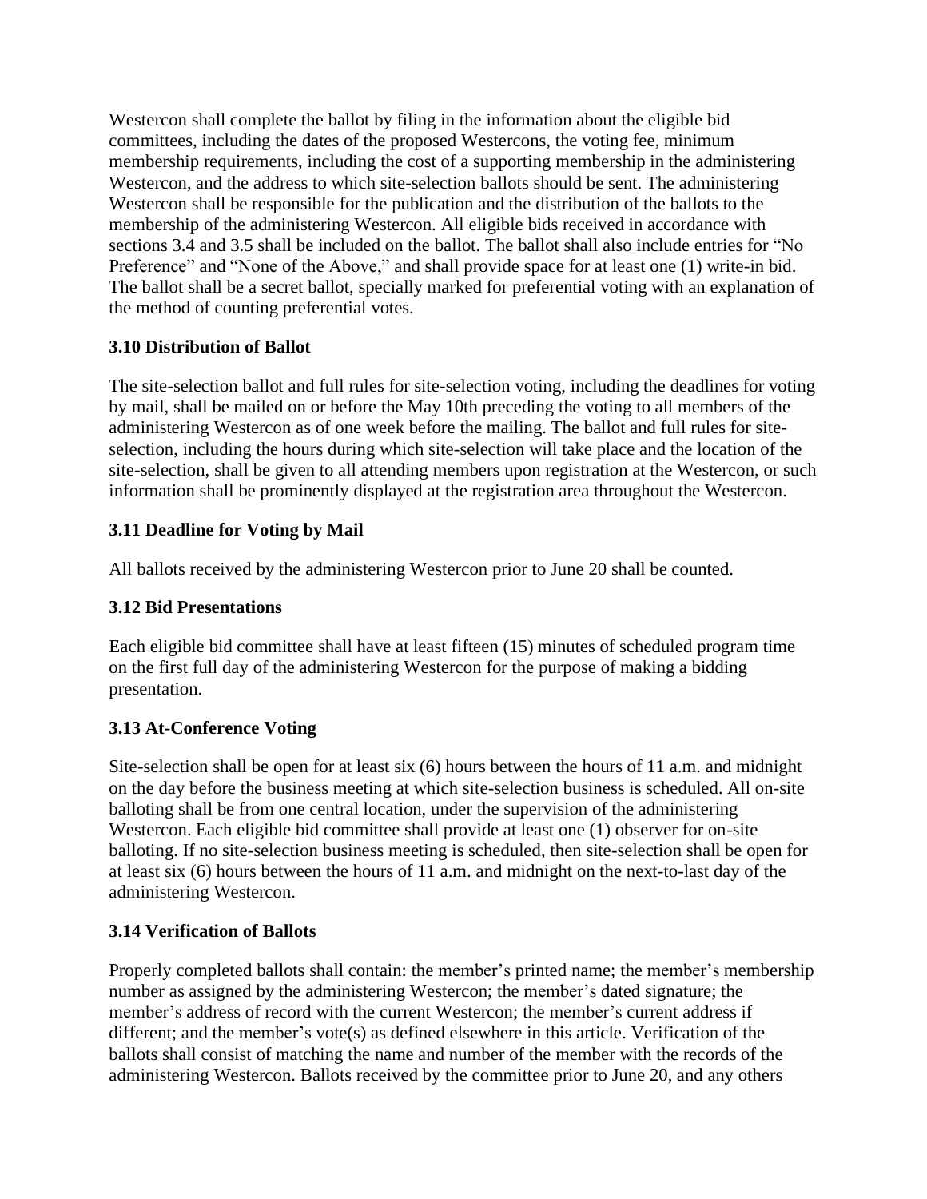Westercon shall complete the ballot by filing in the information about the eligible bid committees, including the dates of the proposed Westercons, the voting fee, minimum membership requirements, including the cost of a supporting membership in the administering Westercon, and the address to which site-selection ballots should be sent. The administering Westercon shall be responsible for the publication and the distribution of the ballots to the membership of the administering Westercon. All eligible bids received in accordance with sections 3.4 and 3.5 shall be included on the ballot. The ballot shall also include entries for "No Preference" and "None of the Above," and shall provide space for at least one (1) write-in bid. The ballot shall be a secret ballot, specially marked for preferential voting with an explanation of the method of counting preferential votes.

### 3.10 Distribution of Ballot

The site-selection ballot and full rules for site-selection voting, including the deadlines for voting by mail, shall be mailed on or before the May 10th preceding the voting to all members of the administering Westercon as of one week before the mailing. The ballot and full rules for site-selection, including the hours during which site-selection will take place and the location of the site-selection, shall be given to all attending members upon registration at the Westercon, or such information shall be prominently displayed at the registration area throughout the Westercon.

### 3.11 Deadline for Voting by Mail

All ballots received by the administering Westercon prior to June 20 shall be counted.

### 3.12 Bid Presentations

Each eligible bid committee shall have at least fifteen (15) minutes of scheduled program time on the first full day of the administering Westercon for the purpose of making a bidding presentation.

### 3.13 At-Conference Voting

Site-selection shall be open for at least six (6) hours between the hours of 11 a.m. and midnight on the day before the business meeting at which site-selection business is scheduled. All on-site balloting shall be from one central location, under the supervision of the administering Westercon. Each eligible bid committee shall provide at least one (1) observer for on-site balloting. If no site-selection business meeting is scheduled, then site-selection shall be open for at least six (6) hours between the hours of 11 a.m. and midnight on the next-to-last day of the administering Westercon.

### 3.14 Verification of Ballots

Properly completed ballots shall contain: the member's printed name; the member's membership number as assigned by the administering Westercon; the member's dated signature; the member's address of record with the current Westercon; the member's current address if different; and the member's vote(s) as defined elsewhere in this article. Verification of the ballots shall consist of matching the name and number of the member with the records of the administering Westercon. Ballots received by the committee prior to June 20, and any others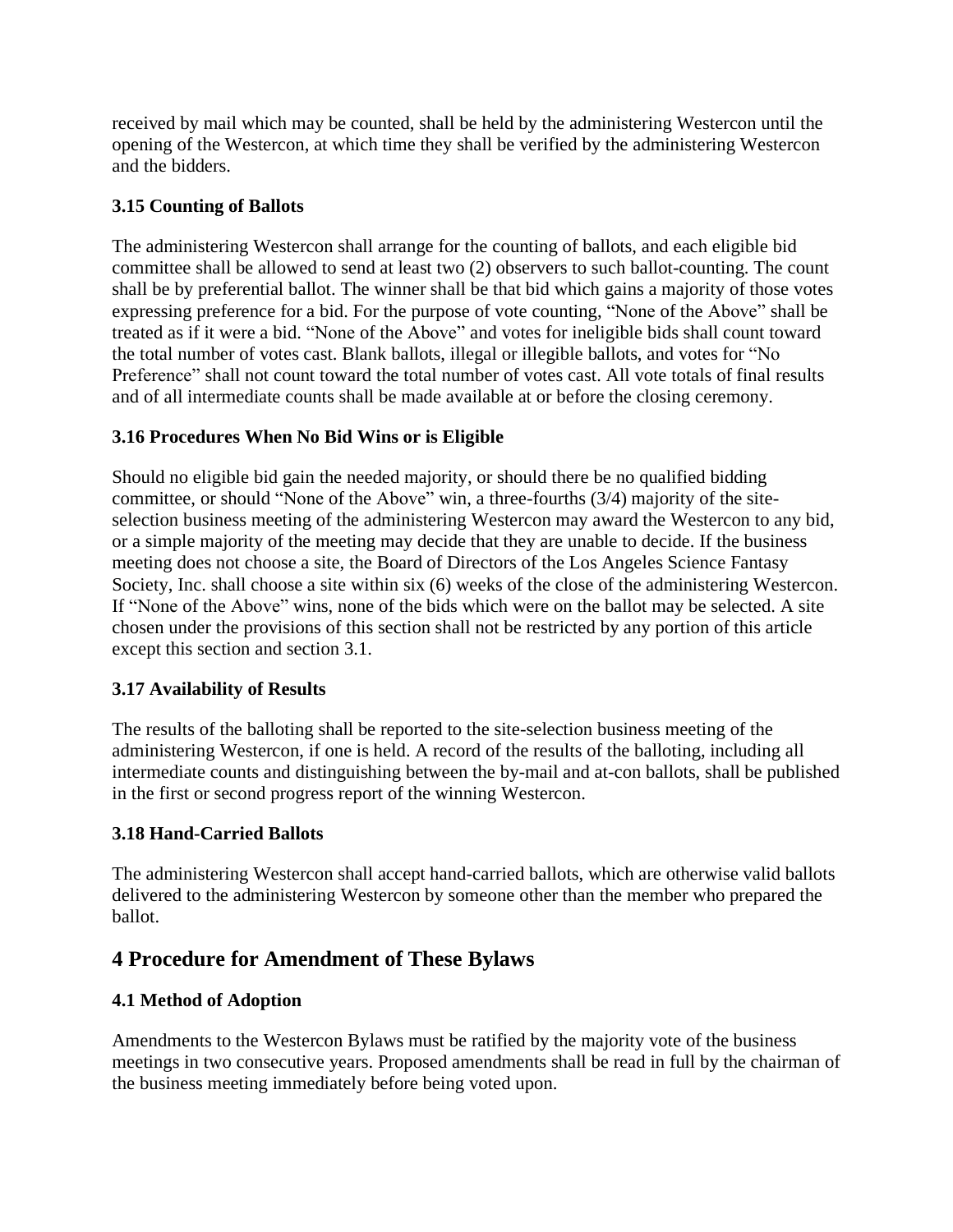received by mail which may be counted, shall be held by the administering Westercon until the opening of the Westercon, at which time they shall be verified by the administering Westercon and the bidders.

### 3.15 Counting of Ballots

The administering Westercon shall arrange for the counting of ballots, and each eligible bid committee shall be allowed to send at least two (2) observers to such ballot-counting. The count shall be by preferential ballot. The winner shall be that bid which gains a majority of those votes expressing preference for a bid. For the purpose of vote counting, "None of the Above" shall be treated as if it were a bid. "None of the Above" and votes for ineligible bids shall count toward the total number of votes cast. Blank ballots, illegal or illegible ballots, and votes for "No Preference" shall not count toward the total number of votes cast. All vote totals of final results and of all intermediate counts shall be made available at or before the closing ceremony.

### 3.16 Procedures When No Bid Wins or is Eligible

Should no eligible bid gain the needed majority, or should there be no qualified bidding committee, or should "None of the Above" win, a three-fourths (3/4) majority of the site-selection business meeting of the administering Westercon may award the Westercon to any bid, or a simple majority of the meeting may decide that they are unable to decide. If the business meeting does not choose a site, the Board of Directors of the Los Angeles Science Fantasy Society, Inc. shall choose a site within six (6) weeks of the close of the administering Westercon. If "None of the Above" wins, none of the bids which were on the ballot may be selected. A site chosen under the provisions of this section shall not be restricted by any portion of this article except this section and section 3.1.

### 3.17 Availability of Results

The results of the balloting shall be reported to the site-selection business meeting of the administering Westercon, if one is held. A record of the results of the balloting, including all intermediate counts and distinguishing between the by-mail and at-con ballots, shall be published in the first or second progress report of the winning Westercon.

### 3.18 Hand-Carried Ballots

The administering Westercon shall accept hand-carried ballots, which are otherwise valid ballots delivered to the administering Westercon by someone other than the member who prepared the ballot.

## 4 Procedure for Amendment of These Bylaws

### 4.1 Method of Adoption

Amendments to the Westercon Bylaws must be ratified by the majority vote of the business meetings in two consecutive years. Proposed amendments shall be read in full by the chairman of the business meeting immediately before being voted upon.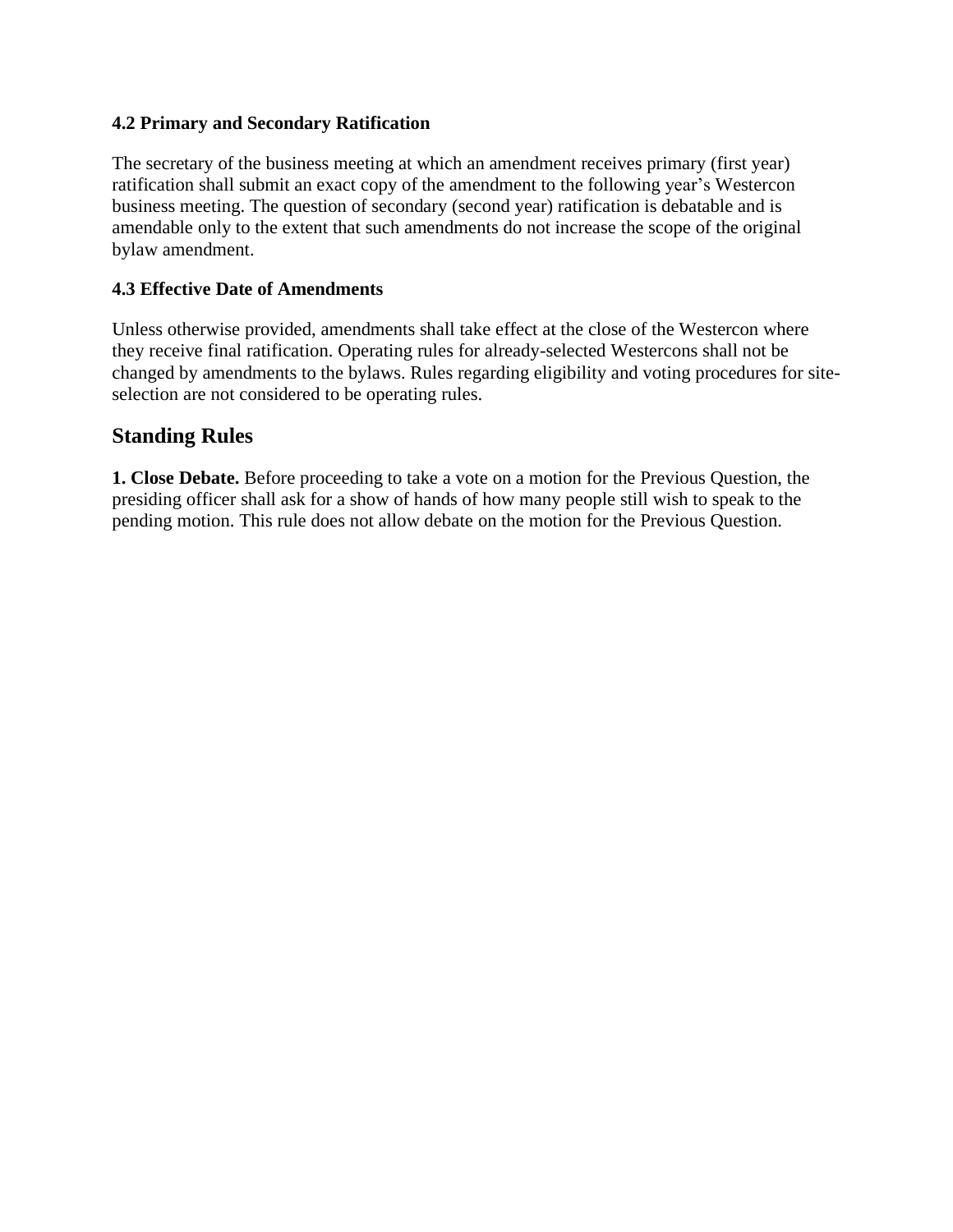#### 4.2 Primary and Secondary Ratification

The secretary of the business meeting at which an amendment receives primary (first year) ratification shall submit an exact copy of the amendment to the following year's Westercon business meeting. The question of secondary (second year) ratification is debatable and is amendable only to the extent that such amendments do not increase the scope of the original bylaw amendment.

#### 4.3 Effective Date of Amendments

Unless otherwise provided, amendments shall take effect at the close of the Westercon where they receive final ratification. Operating rules for already-selected Westercons shall not be changed by amendments to the bylaws. Rules regarding eligibility and voting procedures for site-selection are not considered to be operating rules.

## Standing Rules

**1. Close Debate.** Before proceeding to take a vote on a motion for the Previous Question, the presiding officer shall ask for a show of hands of how many people still wish to speak to the pending motion. This rule does not allow debate on the motion for the Previous Question.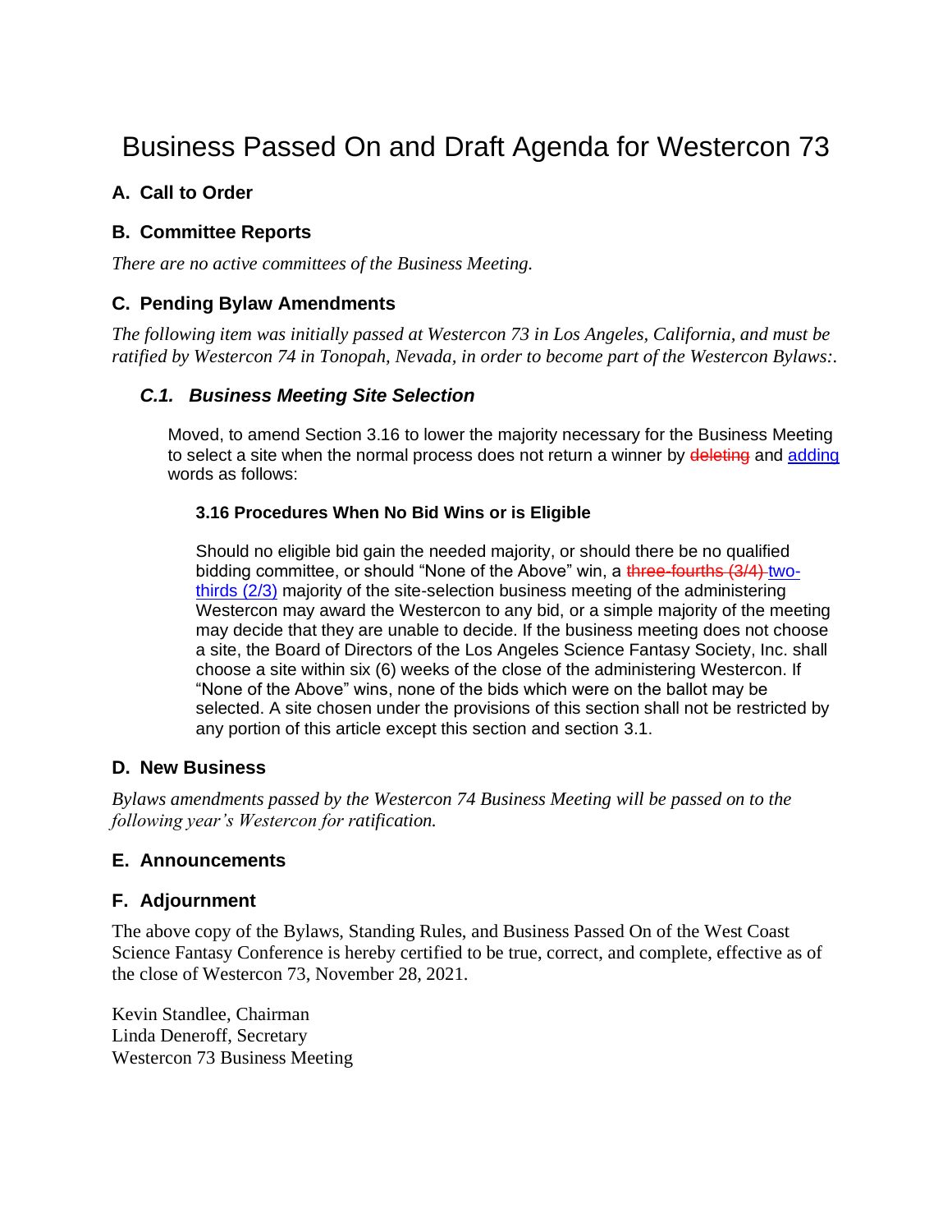# Business Passed On and Draft Agenda for Westercon 73

## A. Call to Order

## B. Committee Reports

*There are no active committees of the Business Meeting.*

## C. Pending Bylaw Amendments

*The following item was initially passed at Westercon 73 in Los Angeles, California, and must be ratified by Westercon 74 in Tonopah, Nevada, in order to become part of the Westercon Bylaws:.*

### *C.1. Business Meeting Site Selection*

Moved, to amend Section 3.16 to lower the majority necessary for the Business Meeting to select a site when the normal process does not return a winner by ~~deleting~~ and adding words as follows:

**3.16 Procedures When No Bid Wins or is Eligible**

Should no eligible bid gain the needed majority, or should there be no qualified bidding committee, or should "None of the Above" win, a ~~three-fourths (3/4)~~ two-thirds (2/3) majority of the site-selection business meeting of the administering Westercon may award the Westercon to any bid, or a simple majority of the meeting may decide that they are unable to decide. If the business meeting does not choose a site, the Board of Directors of the Los Angeles Science Fantasy Society, Inc. shall choose a site within six (6) weeks of the close of the administering Westercon. If "None of the Above" wins, none of the bids which were on the ballot may be selected. A site chosen under the provisions of this section shall not be restricted by any portion of this article except this section and section 3.1.

## D. New Business

*Bylaws amendments passed by the Westercon 74 Business Meeting will be passed on to the following year's Westercon for ratification.*

## E. Announcements

## F. Adjournment

The above copy of the Bylaws, Standing Rules, and Business Passed On of the West Coast Science Fantasy Conference is hereby certified to be true, correct, and complete, effective as of the close of Westercon 73, November 28, 2021.

Kevin Standlee, Chairman
Linda Deneroff, Secretary
Westercon 73 Business Meeting